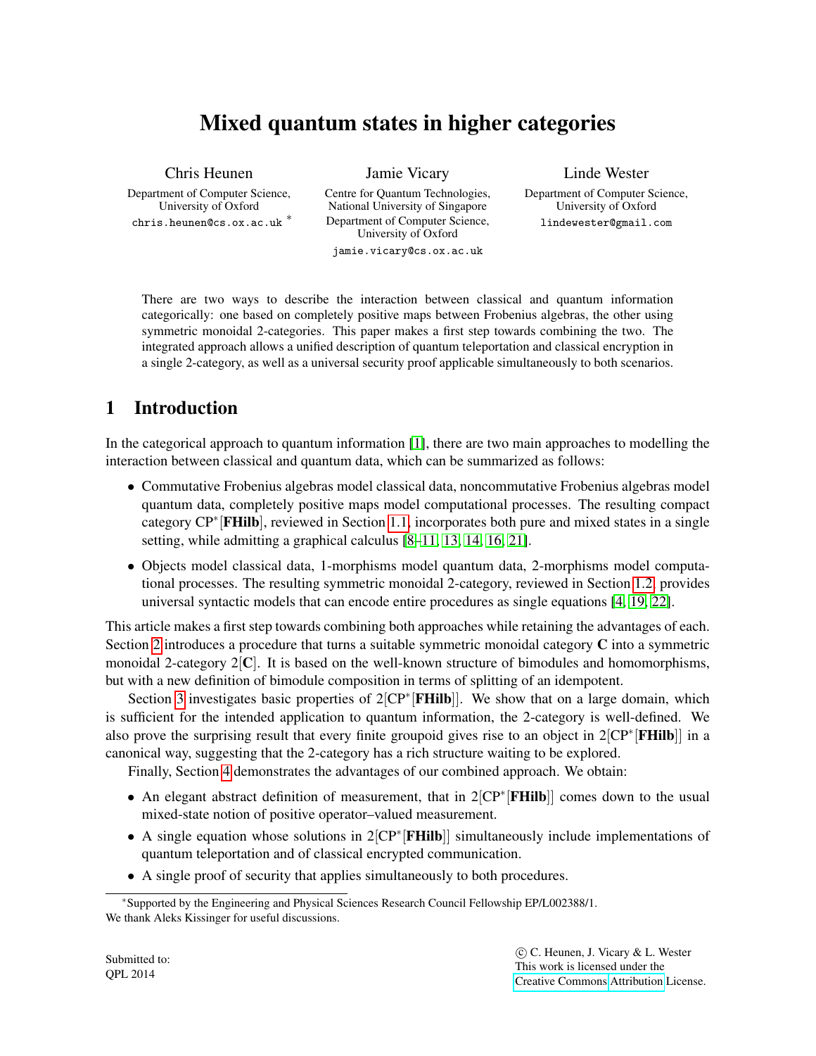# Mixed quantum states in higher categories

**Chris Heunen**
Department of Computer Science,
University of Oxford
chris.heunen@cs.ox.ac.uk *

**Jamie Vicary**
Centre for Quantum Technologies,
National University of Singapore
Department of Computer Science,
University of Oxford
jamie.vicary@cs.ox.ac.uk

**Linde Wester**
Department of Computer Science,
University of Oxford
lindewester@gmail.com

There are two ways to describe the interaction between classical and quantum information categorically: one based on completely positive maps between Frobenius algebras, the other using symmetric monoidal 2-categories. This paper makes a first step towards combining the two. The integrated approach allows a unified description of quantum teleportation and classical encryption in a single 2-category, as well as a universal security proof applicable simultaneously to both scenarios.

## 1 Introduction

In the categorical approach to quantum information [1], there are two main approaches to modelling the interaction between classical and quantum data, which can be summarized as follows:

- Commutative Frobenius algebras model classical data, noncommutative Frobenius algebras model quantum data, completely positive maps model computational processes. The resulting compact category $\mathrm{CP}^*[\mathbf{FHilb}]$, reviewed in Section 1.1, incorporates both pure and mixed states in a single setting, while admitting a graphical calculus [8–11, 13, 14, 16, 21].
- Objects model classical data, 1-morphisms model quantum data, 2-morphisms model computational processes. The resulting symmetric monoidal 2-category, reviewed in Section 1.2, provides universal syntactic models that can encode entire procedures as single equations [4, 19, 22].

This article makes a first step towards combining both approaches while retaining the advantages of each. Section 2 introduces a procedure that turns a suitable symmetric monoidal category $\mathbf{C}$ into a symmetric monoidal 2-category $2[\mathbf{C}]$. It is based on the well-known structure of bimodules and homomorphisms, but with a new definition of bimodule composition in terms of splitting of an idempotent.

Section 3 investigates basic properties of $2[\mathrm{CP}^*[\mathbf{FHilb}]]$. We show that on a large domain, which is sufficient for the intended application to quantum information, the 2-category is well-defined. We also prove the surprising result that every finite groupoid gives rise to an object in $2[\mathrm{CP}^*[\mathbf{FHilb}]]$ in a canonical way, suggesting that the 2-category has a rich structure waiting to be explored.

Finally, Section 4 demonstrates the advantages of our combined approach. We obtain:

- An elegant abstract definition of measurement, that in $2[\mathrm{CP}^*[\mathbf{FHilb}]]$ comes down to the usual mixed-state notion of positive operator–valued measurement.
- A single equation whose solutions in $2[\mathrm{CP}^*[\mathbf{FHilb}]]$ simultaneously include implementations of quantum teleportation and of classical encrypted communication.
- A single proof of security that applies simultaneously to both procedures.

*Supported by the Engineering and Physical Sciences Research Council Fellowship EP/L002388/1.
We thank Aleks Kissinger for useful discussions.

Submitted to:
QPL 2014

© C. Heunen, J. Vicary & L. Wester
This work is licensed under the
Creative Commons Attribution License.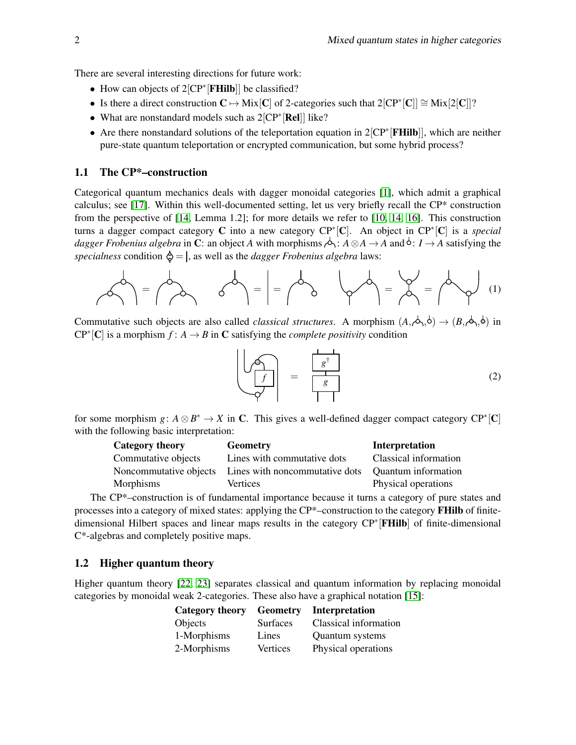There are several interesting directions for future work:

- How can objects of $2[\mathrm{CP}^*[\mathbf{FHilb}]]$ be classified?
- Is there a direct construction $\mathbf{C} \mapsto \mathrm{Mix}[\mathbf{C}]$ of 2-categories such that $2[\mathrm{CP}^*[\mathbf{C}]] \cong \mathrm{Mix}[2[\mathbf{C}]]$?
- What are nonstandard models such as $2[\mathrm{CP}^*[\mathbf{Rel}]]$ like?
- Are there nonstandard solutions of the teleportation equation in $2[\mathrm{CP}^*[\mathbf{FHilb}]]$, which are neither pure-state quantum teleportation or encrypted communication, but some hybrid process?

## 1.1 The CP*–construction

Categorical quantum mechanics deals with dagger monoidal categories [1], which admit a graphical calculus; see [17]. Within this well-documented setting, let us very briefly recall the CP* construction from the perspective of [14, Lemma 1.2]; for more details we refer to [10, 14, 16]. This construction turns a dagger compact category $\mathbf{C}$ into a new category $\mathrm{CP}^*[\mathbf{C}]$. An object in $\mathrm{CP}^*[\mathbf{C}]$ is a *special dagger Frobenius algebra* in $\mathbf{C}$: an object $A$ with morphisms (multiplication)$: A \otimes A \to A$ and (unit)$: I \to A$ satisfying the *specialness* condition (comultiplication followed by multiplication) $=$ (identity), as well as the *dagger Frobenius algebra* laws:

$$\text{(associativity)} \qquad \text{(unitality)} \qquad \text{(Frobenius law)} \tag{1}$$

Commutative such objects are also called *classical structures*. A morphism $(A, \text{mult}, \text{unit}) \to (B, \text{mult}, \text{unit})$ in $\mathrm{CP}^*[\mathbf{C}]$ is a morphism $f: A \to B$ in $\mathbf{C}$ satisfying the *complete positivity* condition

$$\text{(diagram with } f \text{)} = \text{(diagram with } g \text{ followed by } g^{\dagger}\text{)} \tag{2}$$

for some morphism $g: A \otimes B^* \to X$ in $\mathbf{C}$. This gives a well-defined dagger compact category $\mathrm{CP}^*[\mathbf{C}]$ with the following basic interpretation:

| Category theory | Geometry | Interpretation |
|---|---|---|
| Commutative objects | Lines with commutative dots | Classical information |
| Noncommutative objects | Lines with noncommutative dots | Quantum information |
| Morphisms | Vertices | Physical operations |

The CP*–construction is of fundamental importance because it turns a category of pure states and processes into a category of mixed states: applying the CP*–construction to the category **FHilb** of finite-dimensional Hilbert spaces and linear maps results in the category $\mathrm{CP}^*[\mathbf{FHilb}]$ of finite-dimensional C*-algebras and completely positive maps.

## 1.2 Higher quantum theory

Higher quantum theory [22, 23] separates classical and quantum information by replacing monoidal categories by monoidal weak 2-categories. These also have a graphical notation [15]:

| Category theory | Geometry | Interpretation |
|---|---|---|
| Objects | Surfaces | Classical information |
| 1-Morphisms | Lines | Quantum systems |
| 2-Morphisms | Vertices | Physical operations |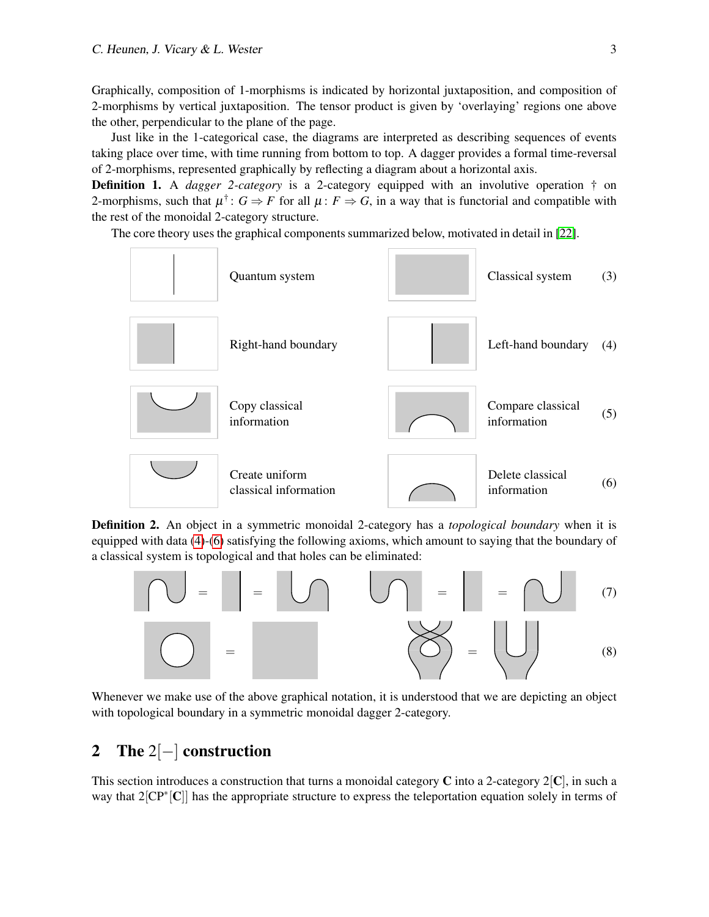Graphically, composition of 1-morphisms is indicated by horizontal juxtaposition, and composition of 2-morphisms by vertical juxtaposition. The tensor product is given by 'overlaying' regions one above the other, perpendicular to the plane of the page.

Just like in the 1-categorical case, the diagrams are interpreted as describing sequences of events taking place over time, with time running from bottom to top. A dagger provides a formal time-reversal of 2-morphisms, represented graphically by reflecting a diagram about a horizontal axis.

**Definition 1.** A *dagger 2-category* is a 2-category equipped with an involutive operation $\dagger$ on 2-morphisms, such that $\mu^\dagger \colon G \Rightarrow F$ for all $\mu \colon F \Rightarrow G$, in a way that is functorial and compatible with the rest of the monoidal 2-category structure.

The core theory uses the graphical components summarized below, motivated in detail in [22].

| | | | | |
|---|---|---|---|---|
| | Quantum system | | Classical system | (3) |
| | Right-hand boundary | | Left-hand boundary | (4) |
| | Copy classical information | | Compare classical information | (5) |
| | Create uniform classical information | | Delete classical information | (6) |

**Definition 2.** An object in a symmetric monoidal 2-category has a *topological boundary* when it is equipped with data (4)-(6) satisfying the following axioms, which amount to saying that the boundary of a classical system is topological and that holes can be eliminated:

$$= \quad = \qquad\qquad = \quad = \tag{7}$$

$$= \qquad\qquad = \tag{8}$$

Whenever we make use of the above graphical notation, it is understood that we are depicting an object with topological boundary in a symmetric monoidal dagger 2-category.

## 2 The $2[-]$ construction

This section introduces a construction that turns a monoidal category **C** into a 2-category $2[\mathbf{C}]$, in such a way that $2[\mathrm{CP}^*[\mathbf{C}]]$ has the appropriate structure to express the teleportation equation solely in terms of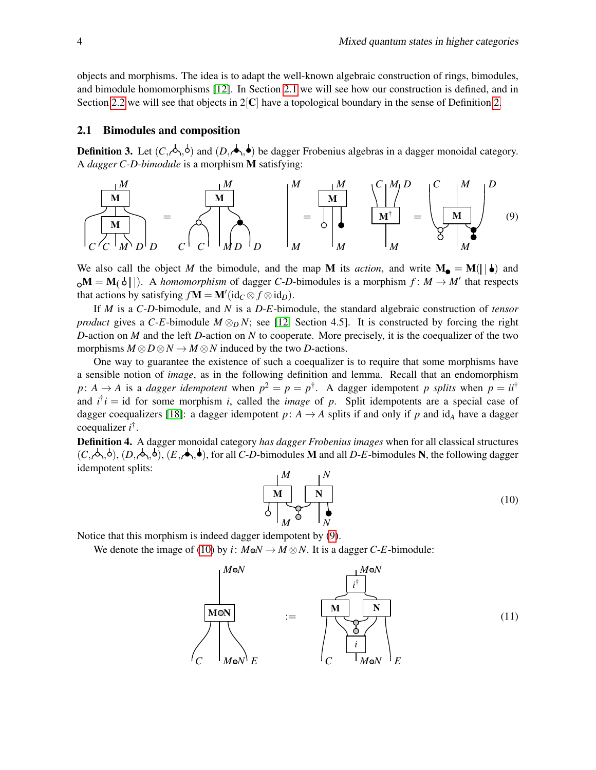objects and morphisms. The idea is to adapt the well-known algebraic construction of rings, bimodules, and bimodule homomorphisms [12]. In Section 2.1 we will see how our construction is defined, and in Section 2.2 we will see that objects in $2[\mathbf{C}]$ have a topological boundary in the sense of Definition 2.

## 2.1 Bimodules and composition

**Definition 3.** Let $(C, \text{⅄}, \text{♁})$ and $(D, \text{⅄}, \text{♁})$ be dagger Frobenius algebras in a dagger monoidal category. A *dagger C-D-bimodule* is a morphism $\mathbf{M}$ satisfying:

$$(9)$$

We also call the object $M$ the bimodule, and the map $\mathbf{M}$ its *action*, and write $\mathbf{M}_\bullet = \mathbf{M}(\,|\,|\,\bullet)$ and ${}_\circ\mathbf{M} = \mathbf{M}(\circ\,|\,|\,)$. A *homomorphism* of dagger $C$-$D$-bimodules is a morphism $f \colon M \to M'$ that respects that actions by satisfying $f\mathbf{M} = \mathbf{M}'(\mathrm{id}_C \otimes f \otimes \mathrm{id}_D)$.

If $M$ is a $C$-$D$-bimodule, and $N$ is a $D$-$E$-bimodule, the standard algebraic construction of *tensor product* gives a $C$-$E$-bimodule $M \otimes_D N$; see [12, Section 4.5]. It is constructed by forcing the right $D$-action on $M$ and the left $D$-action on $N$ to cooperate. More precisely, it is the coequalizer of the two morphisms $M \otimes D \otimes N \to M \otimes N$ induced by the two $D$-actions.

One way to guarantee the existence of such a coequalizer is to require that some morphisms have a sensible notion of *image*, as in the following definition and lemma. Recall that an endomorphism $p \colon A \to A$ is a *dagger idempotent* when $p^2 = p = p^\dagger$. A dagger idempotent $p$ *splits* when $p = ii^\dagger$ and $i^\dagger i = \mathrm{id}$ for some morphism $i$, called the *image* of $p$. Split idempotents are a special case of dagger coequalizers [18]: a dagger idempotent $p \colon A \to A$ splits if and only if $p$ and $\mathrm{id}_A$ have a dagger coequalizer $i^\dagger$.

**Definition 4.** A dagger monoidal category *has dagger Frobenius images* when for all classical structures $(C, \text{⅄}, \text{♁})$, $(D, \text{⅄}, \text{♁})$, $(E, \text{⅄}, \text{♁})$, for all $C$-$D$-bimodules $\mathbf{M}$ and all $D$-$E$-bimodules $\mathbf{N}$, the following dagger idempotent splits:

$$(10)$$

Notice that this morphism is indeed dagger idempotent by (9).

We denote the image of (10) by $i \colon M \circ N \to M \otimes N$. It is a dagger $C$-$E$-bimodule:

$$(11)$$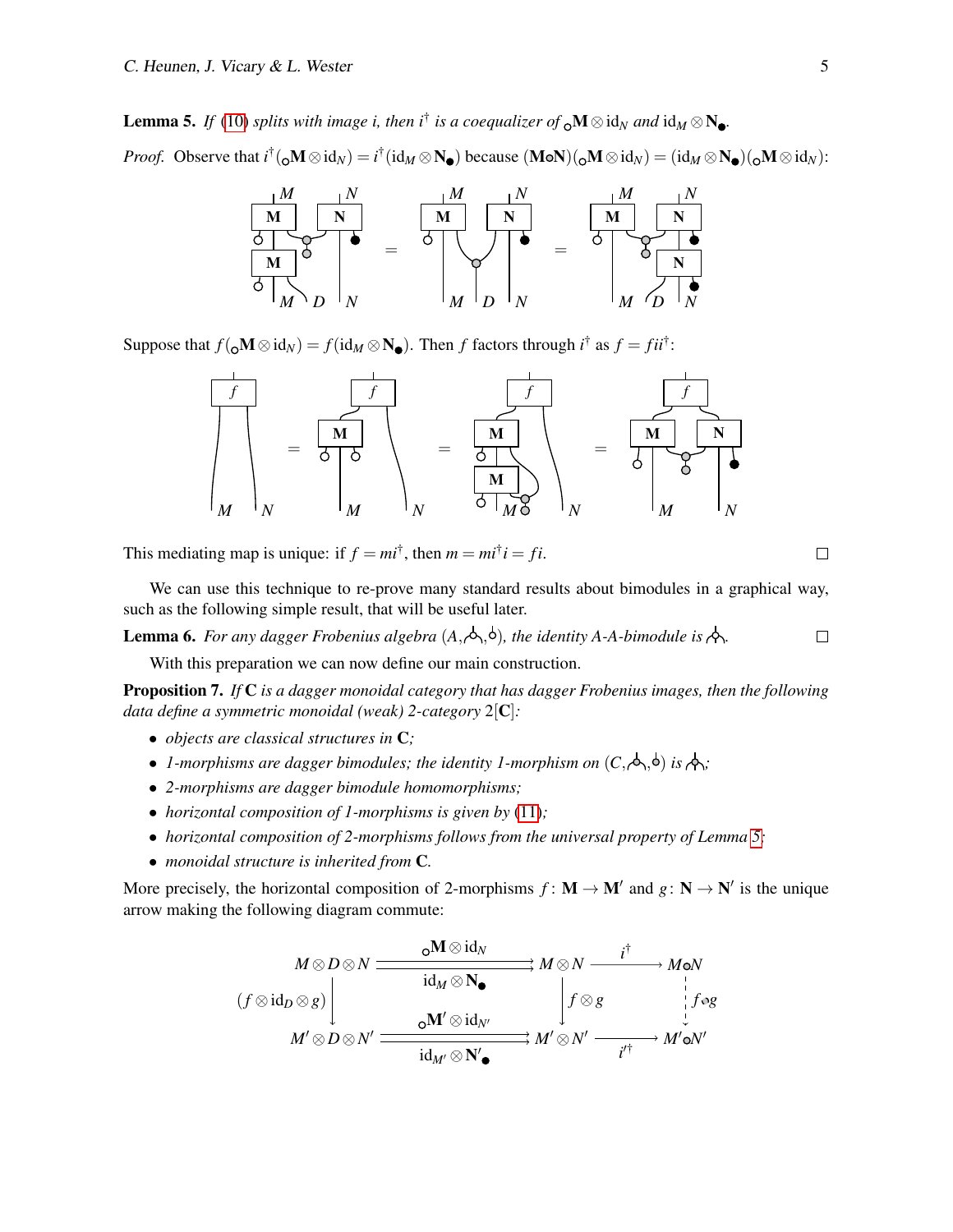**Lemma 5.** *If (10) splits with image $i$, then $i^\dagger$ is a coequalizer of ${}_\circ\mathbf{M} \otimes \mathrm{id}_N$ and $\mathrm{id}_M \otimes \mathbf{N}_\bullet$.*

*Proof.* Observe that $i^\dagger({}_\circ\mathbf{M} \otimes \mathrm{id}_N) = i^\dagger(\mathrm{id}_M \otimes \mathbf{N}_\bullet)$ because $(\mathbf{M} \circ \mathbf{N})({}_\circ\mathbf{M} \otimes \mathrm{id}_N) = (\mathrm{id}_M \otimes \mathbf{N}_\bullet)({}_\circ\mathbf{M} \otimes \mathrm{id}_N)$:

Suppose that $f({}_\circ\mathbf{M} \otimes \mathrm{id}_N) = f(\mathrm{id}_M \otimes \mathbf{N}_\bullet)$. Then $f$ factors through $i^\dagger$ as $f = fii^\dagger$:

This mediating map is unique: if $f = mi^\dagger$, then $m = mi^\dagger i = fi$. □

We can use this technique to re-prove many standard results about bimodules in a graphical way, such as the following simple result, that will be useful later.

**Lemma 6.** *For any dagger Frobenius algebra $(A, \text{⅄}, \text{♁})$, the identity $A$-$A$-bimodule is ⅄.* □

With this preparation we can now define our main construction.

**Proposition 7.** *If $\mathbf{C}$ is a dagger monoidal category that has dagger Frobenius images, then the following data define a symmetric monoidal (weak) 2-category $2[\mathbf{C}]$:*

- *objects are classical structures in $\mathbf{C}$;*
- *1-morphisms are dagger bimodules; the identity 1-morphism on $(C, \text{⅄}, \text{♁})$ is ⅄;*
- *2-morphisms are dagger bimodule homomorphisms;*
- *horizontal composition of 1-morphisms is given by (11);*
- *horizontal composition of 2-morphisms follows from the universal property of Lemma 5;*
- *monoidal structure is inherited from $\mathbf{C}$.*

More precisely, the horizontal composition of 2-morphisms $f\colon \mathbf{M} \to \mathbf{M}'$ and $g\colon \mathbf{N} \to \mathbf{N}'$ is the unique arrow making the following diagram commute:

$$
\begin{array}{ccccc}
M \otimes D \otimes N & \underset{\mathrm{id}_M \otimes \mathbf{N}_\bullet}{\overset{{}_\circ\mathbf{M} \otimes \mathrm{id}_N}{\rightrightarrows}} & M \otimes N & \xrightarrow{\;i^\dagger\;} & M \circ N \\
\Big\downarrow (f \otimes \mathrm{id}_D \otimes g) & & \Big\downarrow f \otimes g & & \Big\downarrow f \circ g \\
M' \otimes D \otimes N' & \underset{\mathrm{id}_{M'} \otimes \mathbf{N}'_\bullet}{\overset{{}_\circ\mathbf{M}' \otimes \mathrm{id}_{N'}}{\rightrightarrows}} & M' \otimes N' & \xrightarrow[\;i'^\dagger\;]{} & M' \circ N'
\end{array}
$$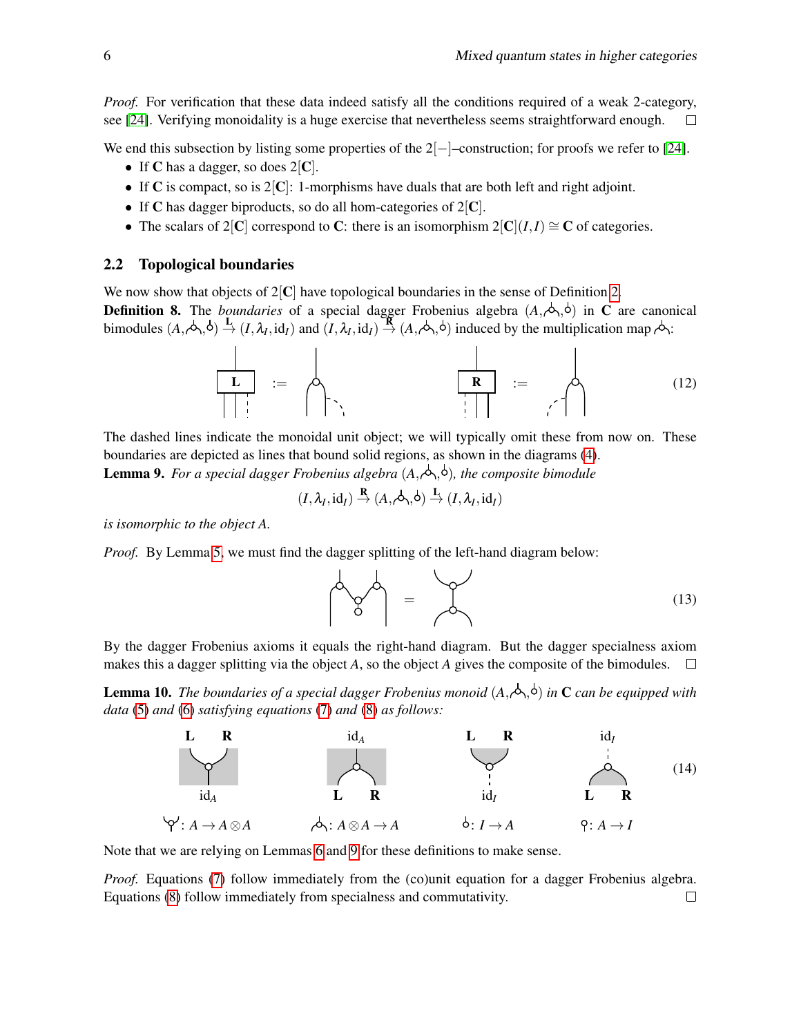*Proof.* For verification that these data indeed satisfy all the conditions required of a weak 2-category, see [24]. Verifying monoidality is a huge exercise that nevertheless seems straightforward enough. □

We end this subsection by listing some properties of the $2[-]$–construction; for proofs we refer to [24].

- If $\mathbf{C}$ has a dagger, so does $2[\mathbf{C}]$.
- If $\mathbf{C}$ is compact, so is $2[\mathbf{C}]$: 1-morphisms have duals that are both left and right adjoint.
- If $\mathbf{C}$ has dagger biproducts, so do all hom-categories of $2[\mathbf{C}]$.
- The scalars of $2[\mathbf{C}]$ correspond to $\mathbf{C}$: there is an isomorphism $2[\mathbf{C}](I,I) \cong \mathbf{C}$ of categories.

## 2.2 Topological boundaries

We now show that objects of $2[\mathbf{C}]$ have topological boundaries in the sense of Definition 2.

**Definition 8.** The *boundaries* of a special dagger Frobenius algebra $(A, \text{mult}, \text{unit})$ in $\mathbf{C}$ are canonical bimodules $(A, \text{mult}, \text{unit}) \xrightarrow{\mathbf{L}} (I, \lambda_I, \mathrm{id}_I)$ and $(I, \lambda_I, \mathrm{id}_I) \xrightarrow{\mathbf{R}} (A, \text{mult}, \text{unit})$ induced by the multiplication map mult:

$$\boxed{\mathbf{L}} := \text{(multiplication with dashed unit wire on right)} \qquad \boxed{\mathbf{R}} := \text{(multiplication with dashed unit wire on left)} \tag{12}$$

The dashed lines indicate the monoidal unit object; we will typically omit these from now on. These boundaries are depicted as lines that bound solid regions, as shown in the diagrams (4).

**Lemma 9.** *For a special dagger Frobenius algebra $(A, \text{mult}, \text{unit})$, the composite bimodule*

$$(I, \lambda_I, \mathrm{id}_I) \xrightarrow{\mathbf{R}} (A, \text{mult}, \text{unit}) \xrightarrow{\mathbf{L}} (I, \lambda_I, \mathrm{id}_I)$$

*is isomorphic to the object $A$.*

*Proof.* By Lemma 5, we must find the dagger splitting of the left-hand diagram below:

$$\text{(two multiplications joined via comultiplied unit)} = \text{(multiplication followed by comultiplication)} \tag{13}$$

By the dagger Frobenius axioms it equals the right-hand diagram. But the dagger specialness axiom makes this a dagger splitting via the object $A$, so the object $A$ gives the composite of the bimodules. □

**Lemma 10.** *The boundaries of a special dagger Frobenius monoid $(A, \text{mult}, \text{unit})$ in $\mathbf{C}$ can be equipped with data (5) and (6) satisfying equations (7) and (8) as follows:*

$$\text{(14)}$$

| $\mathbf{L}\ \mathbf{R}$ over $\mathrm{id}_A$ | $\mathrm{id}_A$ over $\mathbf{L}\ \mathbf{R}$ | $\mathbf{L}\ \mathbf{R}$ over $\mathrm{id}_I$ | $\mathrm{id}_I$ over $\mathbf{L}\ \mathbf{R}$ |
|---|---|---|---|
| comult $: A \to A \otimes A$ | mult $: A \otimes A \to A$ | unit $: I \to A$ | counit $: A \to I$ |

Note that we are relying on Lemmas 6 and 9 for these definitions to make sense.

*Proof.* Equations (7) follow immediately from the (co)unit equation for a dagger Frobenius algebra. Equations (8) follow immediately from specialness and commutativity. □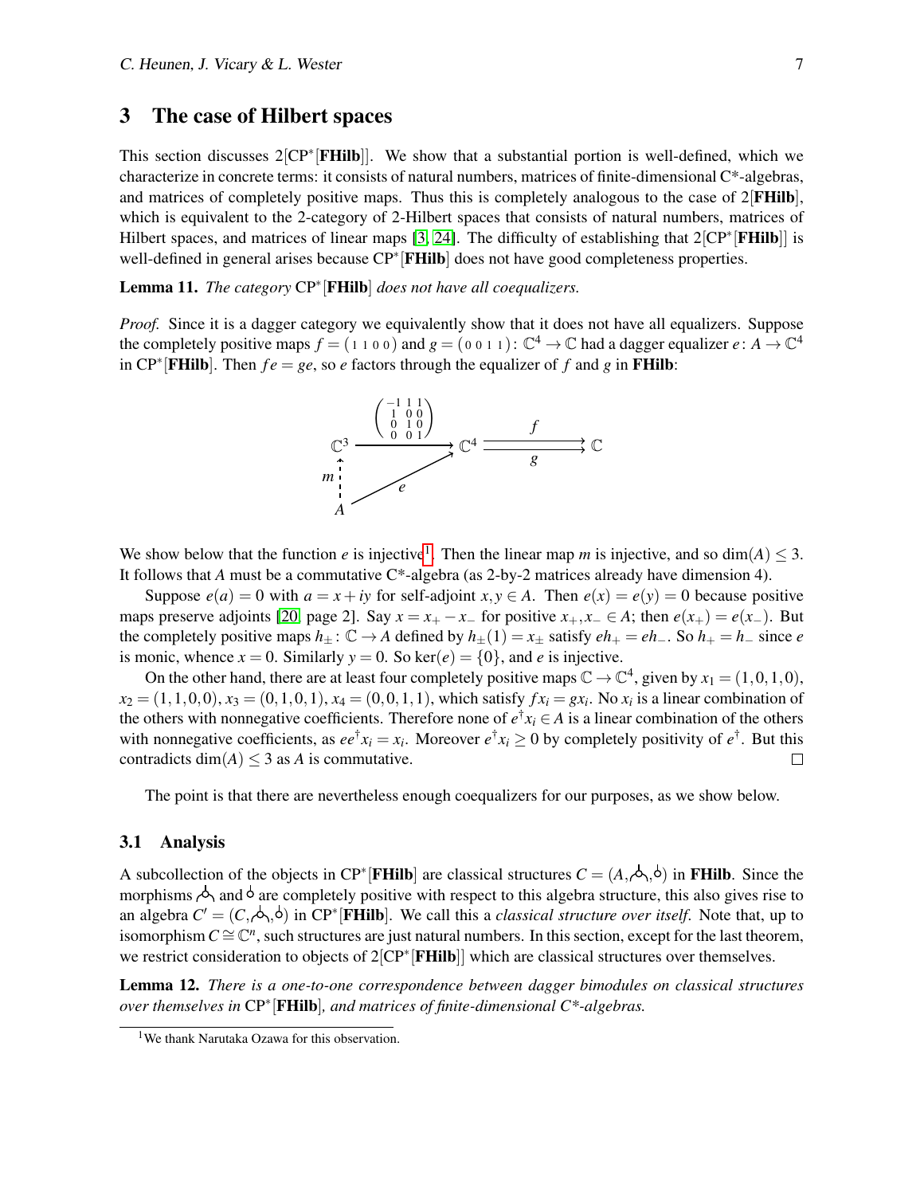## 3 The case of Hilbert spaces

This section discusses 2[CP$^*$[**FHilb**]]. We show that a substantial portion is well-defined, which we characterize in concrete terms: it consists of natural numbers, matrices of finite-dimensional C*-algebras, and matrices of completely positive maps. Thus this is completely analogous to the case of 2[**FHilb**], which is equivalent to the 2-category of 2-Hilbert spaces that consists of natural numbers, matrices of Hilbert spaces, and matrices of linear maps [3, 24]. The difficulty of establishing that 2[CP$^*$[**FHilb**]] is well-defined in general arises because CP$^*$[**FHilb**] does not have good completeness properties.

**Lemma 11.** *The category* CP$^*$[**FHilb**] *does not have all coequalizers.*

*Proof.* Since it is a dagger category we equivalently show that it does not have all equalizers. Suppose the completely positive maps $f = \begin{pmatrix} 1 & 1 & 0 & 0 \end{pmatrix}$ and $g = \begin{pmatrix} 0 & 0 & 1 & 1 \end{pmatrix} \colon \mathbb{C}^4 \to \mathbb{C}$ had a dagger equalizer $e \colon A \to \mathbb{C}^4$ in CP$^*$[**FHilb**]. Then $fe = ge$, so $e$ factors through the equalizer of $f$ and $g$ in **FHilb**:

$$\begin{array}{ccccc} \mathbb{C}^3 & \xrightarrow{\begin{pmatrix} -1 & 1 & 1 \\ 1 & 0 & 0 \\ 0 & 1 & 0 \\ 0 & 0 & 1 \end{pmatrix}} & \mathbb{C}^4 & \overset{f}{\underset{g}{\rightrightarrows}} & \mathbb{C} \\ {\scriptstyle m}\uparrow & \nearrow_{e} & & & \\ A & & & & \end{array}$$

We show below that the function $e$ is injective[1]. Then the linear map $m$ is injective, and so $\dim(A) \leq 3$. It follows that $A$ must be a commutative C*-algebra (as 2-by-2 matrices already have dimension 4).

Suppose $e(a) = 0$ with $a = x + iy$ for self-adjoint $x, y \in A$. Then $e(x) = e(y) = 0$ because positive maps preserve adjoints [20, page 2]. Say $x = x_+ - x_-$ for positive $x_+, x_- \in A$; then $e(x_+) = e(x_-)$. But the completely positive maps $h_\pm \colon \mathbb{C} \to A$ defined by $h_\pm(1) = x_\pm$ satisfy $eh_+ = eh_-$. So $h_+ = h_-$ since $e$ is monic, whence $x = 0$. Similarly $y = 0$. So $\ker(e) = \{0\}$, and $e$ is injective.

On the other hand, there are at least four completely positive maps $\mathbb{C} \to \mathbb{C}^4$, given by $x_1 = (1,0,1,0)$, $x_2 = (1,1,0,0)$, $x_3 = (0,1,0,1)$, $x_4 = (0,0,1,1)$, which satisfy $fx_i = gx_i$. No $x_i$ is a linear combination of the others with nonnegative coefficients. Therefore none of $e^\dagger x_i \in A$ is a linear combination of the others with nonnegative coefficients, as $ee^\dagger x_i = x_i$. Moreover $e^\dagger x_i \geq 0$ by completely positivity of $e^\dagger$. But this contradicts $\dim(A) \leq 3$ as $A$ is commutative. $\square$

The point is that there are nevertheless enough coequalizers for our purposes, as we show below.

### 3.1 Analysis

A subcollection of the objects in CP$^*$[**FHilb**] are classical structures $C = (A, \mu, \eta)$ in **FHilb**. Since the morphisms $\mu$ and $\eta$ are completely positive with respect to this algebra structure, this also gives rise to an algebra $C' = (C, \mu, \eta)$ in CP$^*$[**FHilb**]. We call this a *classical structure over itself*. Note that, up to isomorphism $C \cong \mathbb{C}^n$, such structures are just natural numbers. In this section, except for the last theorem, we restrict consideration to objects of 2[CP$^*$[**FHilb**]] which are classical structures over themselves.

**Lemma 12.** *There is a one-to-one correspondence between dagger bimodules on classical structures over themselves in* CP$^*$[**FHilb**]*, and matrices of finite-dimensional C*-algebras.*

[1] We thank Narutaka Ozawa for this observation.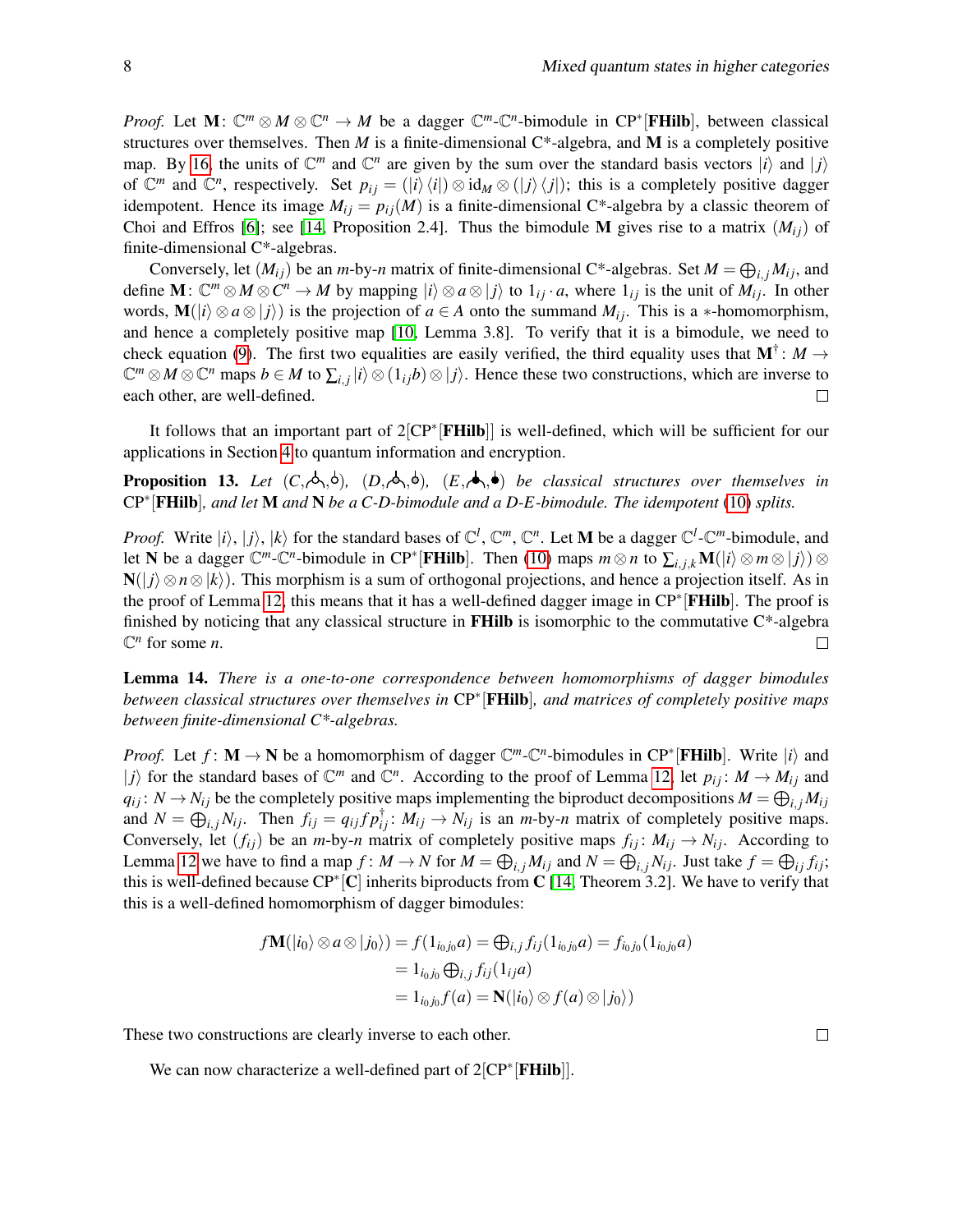*Proof.* Let $\mathbf{M}\colon \mathbb{C}^m \otimes M \otimes \mathbb{C}^n \to M$ be a dagger $\mathbb{C}^m$-$\mathbb{C}^n$-bimodule in $\mathrm{CP}^*[\mathbf{FHilb}]$, between classical structures over themselves. Then $M$ is a finite-dimensional C*-algebra, and $\mathbf{M}$ is a completely positive map. By 16, the units of $\mathbb{C}^m$ and $\mathbb{C}^n$ are given by the sum over the standard basis vectors $|i\rangle$ and $|j\rangle$ of $\mathbb{C}^m$ and $\mathbb{C}^n$, respectively. Set $p_{ij} = (|i\rangle\langle i|) \otimes \mathrm{id}_M \otimes (|j\rangle\langle j|)$; this is a completely positive dagger idempotent. Hence its image $M_{ij} = p_{ij}(M)$ is a finite-dimensional C*-algebra by a classic theorem of Choi and Effros [6]; see [14, Proposition 2.4]. Thus the bimodule $\mathbf{M}$ gives rise to a matrix $(M_{ij})$ of finite-dimensional C*-algebras.

Conversely, let $(M_{ij})$ be an $m$-by-$n$ matrix of finite-dimensional C*-algebras. Set $M = \bigoplus_{i,j} M_{ij}$, and define $\mathbf{M}\colon \mathbb{C}^m \otimes M \otimes C^n \to M$ by mapping $|i\rangle \otimes a \otimes |j\rangle$ to $1_{ij} \cdot a$, where $1_{ij}$ is the unit of $M_{ij}$. In other words, $\mathbf{M}(|i\rangle \otimes a \otimes |j\rangle)$ is the projection of $a \in A$ onto the summand $M_{ij}$. This is a $*$-homomorphism, and hence a completely positive map [10, Lemma 3.8]. To verify that it is a bimodule, we need to check equation (9). The first two equalities are easily verified, the third equality uses that $\mathbf{M}^\dagger\colon M \to \mathbb{C}^m \otimes M \otimes \mathbb{C}^n$ maps $b \in M$ to $\sum_{i,j} |i\rangle \otimes (1_{ij} b) \otimes |j\rangle$. Hence these two constructions, which are inverse to each other, are well-defined. □

It follows that an important part of $2[\mathrm{CP}^*[\mathbf{FHilb}]]$ is well-defined, which will be sufficient for our applications in Section 4 to quantum information and encryption.

**Proposition 13.** *Let $(C, ⅄, ⫯)$, $(D, ⅄, ⫯)$, $(E, ⅄, ⫯)$ be classical structures over themselves in $\mathrm{CP}^*[\mathbf{FHilb}]$, and let $\mathbf{M}$ and $\mathbf{N}$ be a $C$-$D$-bimodule and a $D$-$E$-bimodule. The idempotent (10) splits.*

*Proof.* Write $|i\rangle$, $|j\rangle$, $|k\rangle$ for the standard bases of $\mathbb{C}^l$, $\mathbb{C}^m$, $\mathbb{C}^n$. Let $\mathbf{M}$ be a dagger $\mathbb{C}^l$-$\mathbb{C}^m$-bimodule, and let $\mathbf{N}$ be a dagger $\mathbb{C}^m$-$\mathbb{C}^n$-bimodule in $\mathrm{CP}^*[\mathbf{FHilb}]$. Then (10) maps $m \otimes n$ to $\sum_{i,j,k} \mathbf{M}(|i\rangle \otimes m \otimes |j\rangle) \otimes \mathbf{N}(|j\rangle \otimes n \otimes |k\rangle)$. This morphism is a sum of orthogonal projections, and hence a projection itself. As in the proof of Lemma 12, this means that it has a well-defined dagger image in $\mathrm{CP}^*[\mathbf{FHilb}]$. The proof is finished by noticing that any classical structure in $\mathbf{FHilb}$ is isomorphic to the commutative C*-algebra $\mathbb{C}^n$ for some $n$. □

**Lemma 14.** *There is a one-to-one correspondence between homomorphisms of dagger bimodules between classical structures over themselves in $\mathrm{CP}^*[\mathbf{FHilb}]$, and matrices of completely positive maps between finite-dimensional C\*-algebras.*

*Proof.* Let $f\colon \mathbf{M} \to \mathbf{N}$ be a homomorphism of dagger $\mathbb{C}^m$-$\mathbb{C}^n$-bimodules in $\mathrm{CP}^*[\mathbf{FHilb}]$. Write $|i\rangle$ and $|j\rangle$ for the standard bases of $\mathbb{C}^m$ and $\mathbb{C}^n$. According to the proof of Lemma 12, let $p_{ij}\colon M \to M_{ij}$ and $q_{ij}\colon N \to N_{ij}$ be the completely positive maps implementing the biproduct decompositions $M = \bigoplus_{i,j} M_{ij}$ and $N = \bigoplus_{i,j} N_{ij}$. Then $f_{ij} = q_{ij} f p_{ij}^\dagger\colon M_{ij} \to N_{ij}$ is an $m$-by-$n$ matrix of completely positive maps. Conversely, let $(f_{ij})$ be an $m$-by-$n$ matrix of completely positive maps $f_{ij}\colon M_{ij} \to N_{ij}$. According to Lemma 12 we have to find a map $f\colon M \to N$ for $M = \bigoplus_{i,j} M_{ij}$ and $N = \bigoplus_{i,j} N_{ij}$. Just take $f = \bigoplus_{ij} f_{ij}$; this is well-defined because $\mathrm{CP}^*[\mathbf{C}]$ inherits biproducts from $\mathbf{C}$ [14, Theorem 3.2]. We have to verify that this is a well-defined homomorphism of dagger bimodules:

$$
\begin{aligned}
f\mathbf{M}(|i_0\rangle \otimes a \otimes |j_0\rangle) &= f(1_{i_0 j_0} a) = \textstyle\bigoplus_{i,j} f_{ij}(1_{i_0 j_0} a) = f_{i_0 j_0}(1_{i_0 j_0} a) \\
&= 1_{i_0 j_0} \textstyle\bigoplus_{i,j} f_{ij}(1_{ij} a) \\
&= 1_{i_0 j_0} f(a) = \mathbf{N}(|i_0\rangle \otimes f(a) \otimes |j_0\rangle)
\end{aligned}
$$

These two constructions are clearly inverse to each other. □

We can now characterize a well-defined part of $2[\mathrm{CP}^*[\mathbf{FHilb}]]$.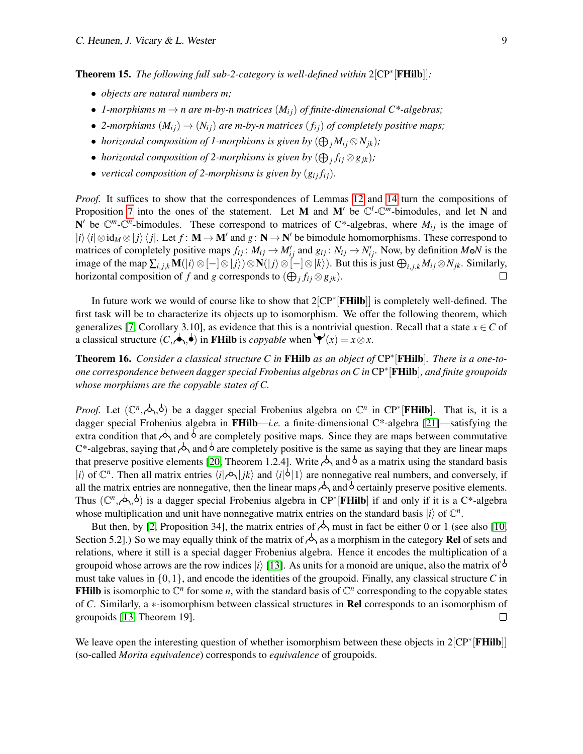**Theorem 15.** *The following full sub-2-category is well-defined within* $2[\mathrm{CP}^*[\mathbf{FHilb}]]$*:*

- *objects are natural numbers* $m$*;*
- *1-morphisms* $m \to n$ *are* $m$*-by-*$n$ *matrices* $(M_{ij})$ *of finite-dimensional C\*-algebras;*
- *2-morphisms* $(M_{ij}) \to (N_{ij})$ *are* $m$*-by-*$n$ *matrices* $(f_{ij})$ *of completely positive maps;*
- *horizontal composition of 1-morphisms is given by* $(\bigoplus_j M_{ij} \otimes N_{jk})$*;*
- *horizontal composition of 2-morphisms is given by* $(\bigoplus_j f_{ij} \otimes g_{jk})$*;*
- *vertical composition of 2-morphisms is given by* $(g_{ij} f_{ij})$*.*

*Proof.* It suffices to show that the correspondences of Lemmas 12 and 14 turn the compositions of Proposition 7 into the ones of the statement. Let $\mathbf{M}$ and $\mathbf{M}'$ be $\mathbb{C}^l$-$\mathbb{C}^m$-bimodules, and let $\mathbf{N}$ and $\mathbf{N}'$ be $\mathbb{C}^m$-$\mathbb{C}^n$-bimodules. These correspond to matrices of C\*-algebras, where $M_{ij}$ is the image of $|i\rangle\langle i| \otimes \mathrm{id}_M \otimes |j\rangle\langle j|$. Let $f \colon \mathbf{M} \to \mathbf{M}'$ and $g \colon \mathbf{N} \to \mathbf{N}'$ be bimodule homomorphisms. These correspond to matrices of completely positive maps $f_{ij} \colon M_{ij} \to M'_{ij}$ and $g_{ij} \colon N_{ij} \to N'_{ij}$. Now, by definition $M \otimes N$ is the image of the map $\sum_{i,j,k} \mathbf{M}(|i\rangle \otimes [-] \otimes |j\rangle) \otimes \mathbf{N}(|j\rangle \otimes [-] \otimes |k\rangle)$. But this is just $\bigoplus_{i,j,k} M_{ij} \otimes N_{jk}$. Similarly, horizontal composition of $f$ and $g$ corresponds to $(\bigoplus_j f_{ij} \otimes g_{jk})$. □

In future work we would of course like to show that $2[\mathrm{CP}^*[\mathbf{FHilb}]]$ is completely well-defined. The first task will be to characterize its objects up to isomorphism. We offer the following theorem, which generalizes [7, Corollary 3.10], as evidence that this is a nontrivial question. Recall that a state $x \in C$ of a classical structure $(C, \blacktriangle, \bullet)$ in **FHilb** is *copyable* when $\blacktriangledown(x) = x \otimes x$.

**Theorem 16.** *Consider a classical structure* $C$ *in* **FHilb** *as an object of* $\mathrm{CP}^*[\mathbf{FHilb}]$*. There is a one-to-one correspondence between dagger special Frobenius algebras on* $C$ *in* $\mathrm{CP}^*[\mathbf{FHilb}]$*, and finite groupoids whose morphisms are the copyable states of* $C$*.*

*Proof.* Let $(\mathbb{C}^n, \triangle, \circ)$ be a dagger special Frobenius algebra on $\mathbb{C}^n$ in $\mathrm{CP}^*[\mathbf{FHilb}]$. That is, it is a dagger special Frobenius algebra in **FHilb**—*i.e.* a finite-dimensional C\*-algebra [21]—satisfying the extra condition that $\triangle$ and $\circ$ are completely positive maps. Since they are maps between commutative C\*-algebras, saying that $\triangle$ and $\circ$ are completely positive is the same as saying that they are linear maps that preserve positive elements [20, Theorem 1.2.4]. Write $\triangle$ and $\circ$ as a matrix using the standard basis $|i\rangle$ of $\mathbb{C}^n$. Then all matrix entries $\langle i|\triangle|jk\rangle$ and $\langle i|\circ|1\rangle$ are nonnegative real numbers, and conversely, if all the matrix entries are nonnegative, then the linear maps $\triangle$ and $\circ$ certainly preserve positive elements. Thus $(\mathbb{C}^n, \triangle, \circ)$ is a dagger special Frobenius algebra in $\mathrm{CP}^*[\mathbf{FHilb}]$ if and only if it is a C\*-algebra whose multiplication and unit have nonnegative matrix entries on the standard basis $|i\rangle$ of $\mathbb{C}^n$.

But then, by [2, Proposition 34], the matrix entries of $\triangle$ must in fact be either 0 or 1 (see also [10, Section 5.2].) So we may equally think of the matrix of $\triangle$ as a morphism in the category **Rel** of sets and relations, where it still is a special dagger Frobenius algebra. Hence it encodes the multiplication of a groupoid whose arrows are the row indices $|i\rangle$ [13]. As units for a monoid are unique, also the matrix of $\circ$ must take values in $\{0, 1\}$, and encode the identities of the groupoid. Finally, any classical structure $C$ in **FHilb** is isomorphic to $\mathbb{C}^n$ for some $n$, with the standard basis of $\mathbb{C}^n$ corresponding to the copyable states of $C$. Similarly, a $*$-isomorphism between classical structures in **Rel** corresponds to an isomorphism of groupoids [13, Theorem 19]. □

We leave open the interesting question of whether isomorphism between these objects in $2[\mathrm{CP}^*[\mathbf{FHilb}]]$ (so-called *Morita equivalence*) corresponds to *equivalence* of groupoids.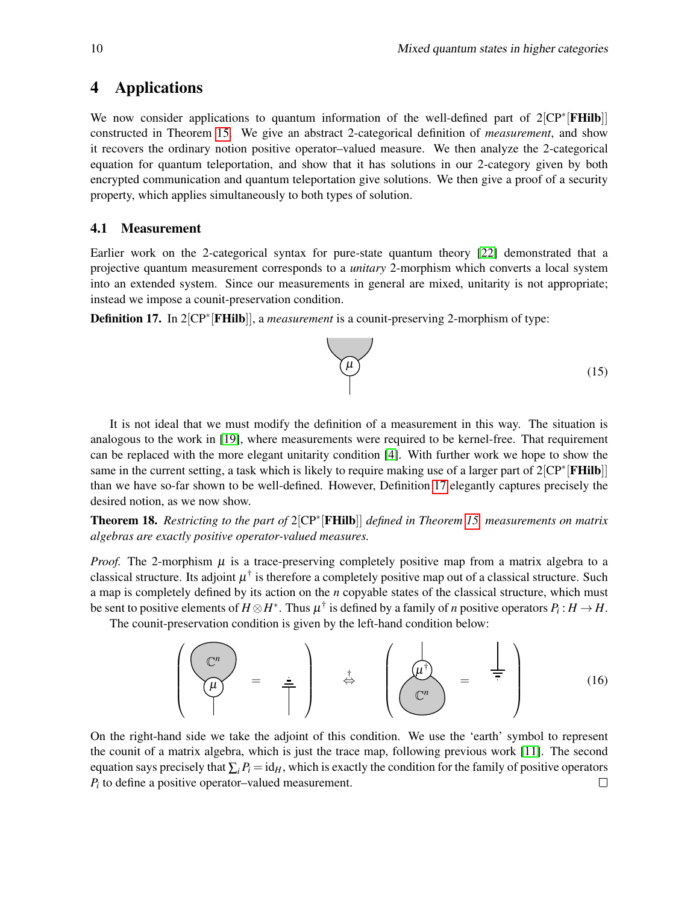## 4 Applications

We now consider applications to quantum information of the well-defined part of $2[\mathrm{CP}^*[\mathbf{FHilb}]]$ constructed in Theorem 15. We give an abstract 2-categorical definition of *measurement*, and show it recovers the ordinary notion positive operator–valued measure. We then analyze the 2-categorical equation for quantum teleportation, and show that it has solutions in our 2-category given by both encrypted communication and quantum teleportation give solutions. We then give a proof of a security property, which applies simultaneously to both types of solution.

### 4.1 Measurement

Earlier work on the 2-categorical syntax for pure-state quantum theory [22] demonstrated that a projective quantum measurement corresponds to a *unitary* 2-morphism which converts a local system into an extended system. Since our measurements in general are mixed, unitarity is not appropriate; instead we impose a counit-preservation condition.

**Definition 17.** In $2[\mathrm{CP}^*[\mathbf{FHilb}]]$, a *measurement* is a counit-preserving 2-morphism of type:

$$\mu \tag{15}$$

It is not ideal that we must modify the definition of a measurement in this way. The situation is analogous to the work in [19], where measurements were required to be kernel-free. That requirement can be replaced with the more elegant unitarity condition [4]. With further work we hope to show the same in the current setting, a task which is likely to require making use of a larger part of $2[\mathrm{CP}^*[\mathbf{FHilb}]]$ than we have so-far shown to be well-defined. However, Definition 17 elegantly captures precisely the desired notion, as we now show.

**Theorem 18.** *Restricting to the part of $2[\mathrm{CP}^*[\mathbf{FHilb}]]$ defined in Theorem 15, measurements on matrix algebras are exactly positive operator-valued measures.*

*Proof.* The 2-morphism $\mu$ is a trace-preserving completely positive map from a matrix algebra to a classical structure. Its adjoint $\mu^\dagger$ is therefore a completely positive map out of a classical structure. Such a map is completely defined by its action on the $n$ copyable states of the classical structure, which must be sent to positive elements of $H \otimes H^*$. Thus $\mu^\dagger$ is defined by a family of $n$ positive operators $P_i : H \to H$.

The counit-preservation condition is given by the left-hand condition below:

$$\left( \mathbb{C}^n \circ \mu = \text{(earth)} \right) \overset{\dagger}{\Leftrightarrow} \left( \mu^\dagger \circ \mathbb{C}^n = \text{(earth)} \right) \tag{16}$$

On the right-hand side we take the adjoint of this condition. We use the 'earth' symbol to represent the counit of a matrix algebra, which is just the trace map, following previous work [11]. The second equation says precisely that $\sum_i P_i = \mathrm{id}_H$, which is exactly the condition for the family of positive operators $P_i$ to define a positive operator–valued measurement. $\square$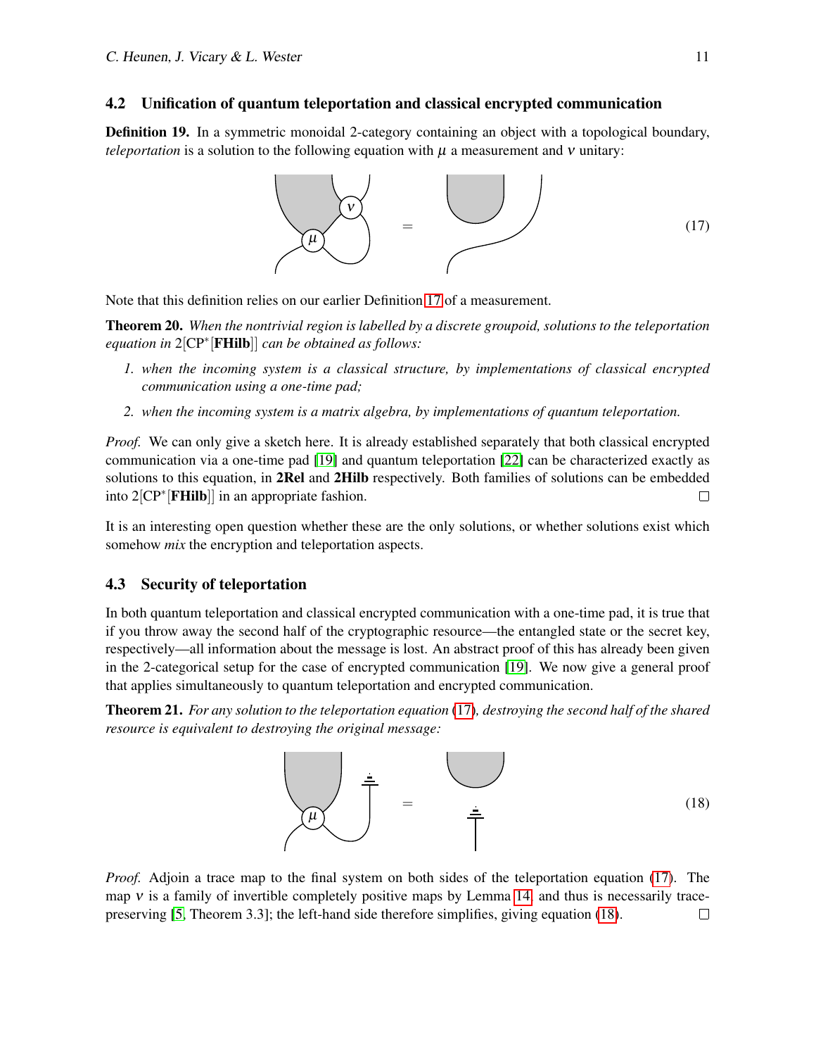### 4.2 Unification of quantum teleportation and classical encrypted communication

**Definition 19.** In a symmetric monoidal 2-category containing an object with a topological boundary, *teleportation* is a solution to the following equation with $\mu$ a measurement and $\nu$ unitary:

(17)

Note that this definition relies on our earlier Definition 17 of a measurement.

**Theorem 20.** *When the nontrivial region is labelled by a discrete groupoid, solutions to the teleportation equation in* $2[\mathrm{CP}^*[\mathbf{FHilb}]]$ *can be obtained as follows:*

1. *when the incoming system is a classical structure, by implementations of classical encrypted communication using a one-time pad;*
2. *when the incoming system is a matrix algebra, by implementations of quantum teleportation.*

*Proof.* We can only give a sketch here. It is already established separately that both classical encrypted communication via a one-time pad [19] and quantum teleportation [22] can be characterized exactly as solutions to this equation, in **2Rel** and **2Hilb** respectively. Both families of solutions can be embedded into $2[\mathrm{CP}^*[\mathbf{FHilb}]]$ in an appropriate fashion. □

It is an interesting open question whether these are the only solutions, or whether solutions exist which somehow *mix* the encryption and teleportation aspects.

### 4.3 Security of teleportation

In both quantum teleportation and classical encrypted communication with a one-time pad, it is true that if you throw away the second half of the cryptographic resource—the entangled state or the secret key, respectively—all information about the message is lost. An abstract proof of this has already been given in the 2-categorical setup for the case of encrypted communication [19]. We now give a general proof that applies simultaneously to quantum teleportation and encrypted communication.

**Theorem 21.** *For any solution to the teleportation equation (17), destroying the second half of the shared resource is equivalent to destroying the original message:*

(18)

*Proof.* Adjoin a trace map to the final system on both sides of the teleportation equation (17). The map $\nu$ is a family of invertible completely positive maps by Lemma 14, and thus is necessarily trace-preserving [5, Theorem 3.3]; the left-hand side therefore simplifies, giving equation (18). □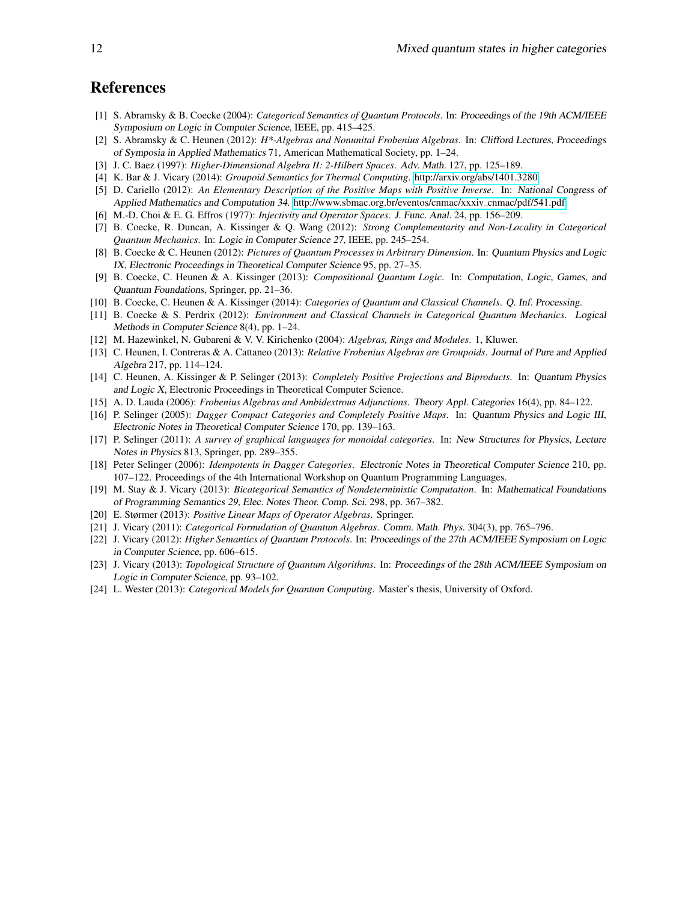# References

[1] S. Abramsky & B. Coecke (2004): *Categorical Semantics of Quantum Protocols*. In: Proceedings of the 19th ACM/IEEE Symposium on Logic in Computer Science, IEEE, pp. 415–425.

[2] S. Abramsky & C. Heunen (2012): *H\*-Algebras and Nonunital Frobenius Algebras*. In: Clifford Lectures, Proceedings of Symposia in Applied Mathematics 71, American Mathematical Society, pp. 1–24.

[3] J. C. Baez (1997): *Higher-Dimensional Algebra II: 2-Hilbert Spaces*. Adv. Math. 127, pp. 125–189.

[4] K. Bar & J. Vicary (2014): *Groupoid Semantics for Thermal Computing*. http://arxiv.org/abs/1401.3280

[5] D. Cariello (2012): *An Elementary Description of the Positive Maps with Positive Inverse*. In: National Congress of Applied Mathematics and Computation 34. http://www.sbmac.org.br/eventos/cnmac/xxxiv_cnmac/pdf/541.pdf

[6] M.-D. Choi & E. G. Effros (1977): *Injectivity and Operator Spaces*. J. Func. Anal. 24, pp. 156–209.

[7] B. Coecke, R. Duncan, A. Kissinger & Q. Wang (2012): *Strong Complementarity and Non-Locality in Categorical Quantum Mechanics*. In: Logic in Computer Science 27, IEEE, pp. 245–254.

[8] B. Coecke & C. Heunen (2012): *Pictures of Quantum Processes in Arbitrary Dimension*. In: Quantum Physics and Logic IX, Electronic Proceedings in Theoretical Computer Science 95, pp. 27–35.

[9] B. Coecke, C. Heunen & A. Kissinger (2013): *Compositional Quantum Logic*. In: Computation, Logic, Games, and Quantum Foundations, Springer, pp. 21–36.

[10] B. Coecke, C. Heunen & A. Kissinger (2014): *Categories of Quantum and Classical Channels*. Q. Inf. Processing.

[11] B. Coecke & S. Perdrix (2012): *Environment and Classical Channels in Categorical Quantum Mechanics*. Logical Methods in Computer Science 8(4), pp. 1–24.

[12] M. Hazewinkel, N. Gubareni & V. V. Kirichenko (2004): *Algebras, Rings and Modules*. 1, Kluwer.

[13] C. Heunen, I. Contreras & A. Cattaneo (2013): *Relative Frobenius Algebras are Groupoids*. Journal of Pure and Applied Algebra 217, pp. 114–124.

[14] C. Heunen, A. Kissinger & P. Selinger (2013): *Completely Positive Projections and Biproducts*. In: Quantum Physics and Logic X, Electronic Proceedings in Theoretical Computer Science.

[15] A. D. Lauda (2006): *Frobenius Algebras and Ambidextrous Adjunctions*. Theory Appl. Categories 16(4), pp. 84–122.

[16] P. Selinger (2005): *Dagger Compact Categories and Completely Positive Maps*. In: Quantum Physics and Logic III, Electronic Notes in Theoretical Computer Science 170, pp. 139–163.

[17] P. Selinger (2011): *A survey of graphical languages for monoidal categories*. In: New Structures for Physics, Lecture Notes in Physics 813, Springer, pp. 289–355.

[18] Peter Selinger (2006): *Idempotents in Dagger Categories*. Electronic Notes in Theoretical Computer Science 210, pp. 107–122. Proceedings of the 4th International Workshop on Quantum Programming Languages.

[19] M. Stay & J. Vicary (2013): *Bicategorical Semantics of Nondeterministic Computation*. In: Mathematical Foundations of Programming Semantics 29, Elec. Notes Theor. Comp. Sci. 298, pp. 367–382.

[20] E. Størmer (2013): *Positive Linear Maps of Operator Algebras*. Springer.

[21] J. Vicary (2011): *Categorical Formulation of Quantum Algebras*. Comm. Math. Phys. 304(3), pp. 765–796.

[22] J. Vicary (2012): *Higher Semantics of Quantum Protocols*. In: Proceedings of the 27th ACM/IEEE Symposium on Logic in Computer Science, pp. 606–615.

[23] J. Vicary (2013): *Topological Structure of Quantum Algorithms*. In: Proceedings of the 28th ACM/IEEE Symposium on Logic in Computer Science, pp. 93–102.

[24] L. Wester (2013): *Categorical Models for Quantum Computing*. Master's thesis, University of Oxford.